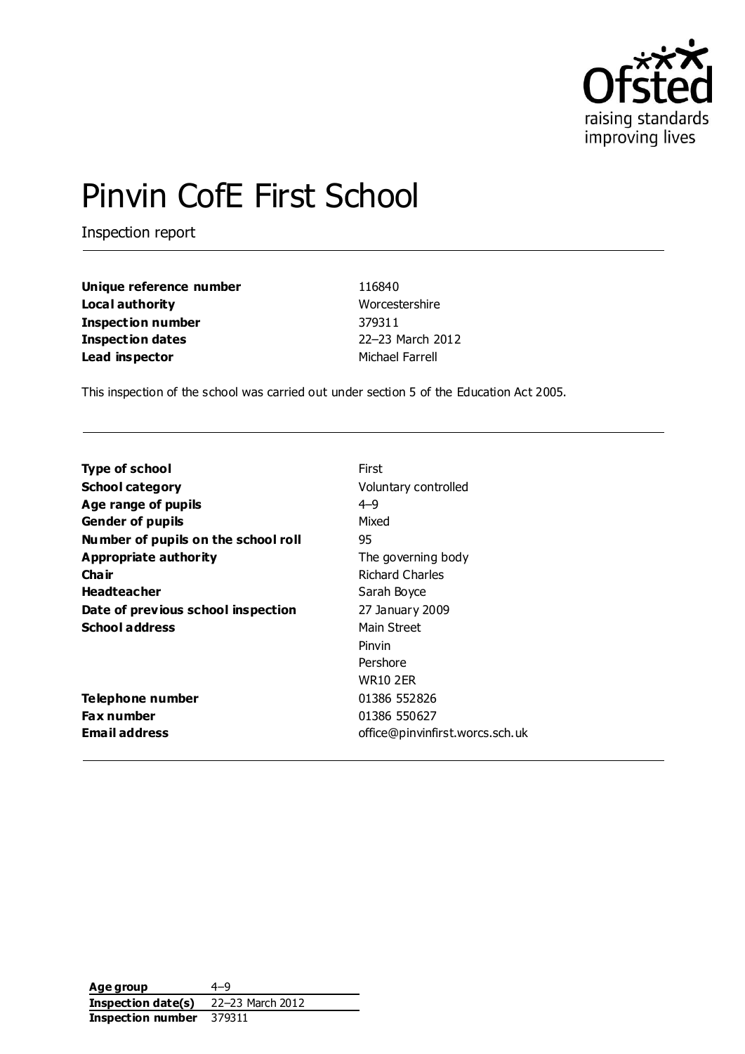# Pinvin CofE First School

Inspection report

| | |
|---|---|
| **Unique reference number** | 116840 |
| **Local authority** | Worcestershire |
| **Inspection number** | 379311 |
| **Inspection dates** | 22–23 March 2012 |
| **Lead inspector** | Michael Farrell |

This inspection of the school was carried out under section 5 of the Education Act 2005.

| | |
|---|---|
| **Type of school** | First |
| **School category** | Voluntary controlled |
| **Age range of pupils** | 4–9 |
| **Gender of pupils** | Mixed |
| **Number of pupils on the school roll** | 95 |
| **Appropriate authority** | The governing body |
| **Chair** | Richard Charles |
| **Headteacher** | Sarah Boyce |
| **Date of previous school inspection** | 27 January 2009 |
| **School address** | Main Street<br>Pinvin<br>Pershore<br>WR10 2ER |
| **Telephone number** | 01386 552826 |
| **Fax number** | 01386 550627 |
| **Email address** | office@pinvinfirst.worcs.sch.uk |

| | |
|---|---|
| **Age group** | 4–9 |
| **Inspection date(s)** | 22–23 March 2012 |
| **Inspection number** | 379311 |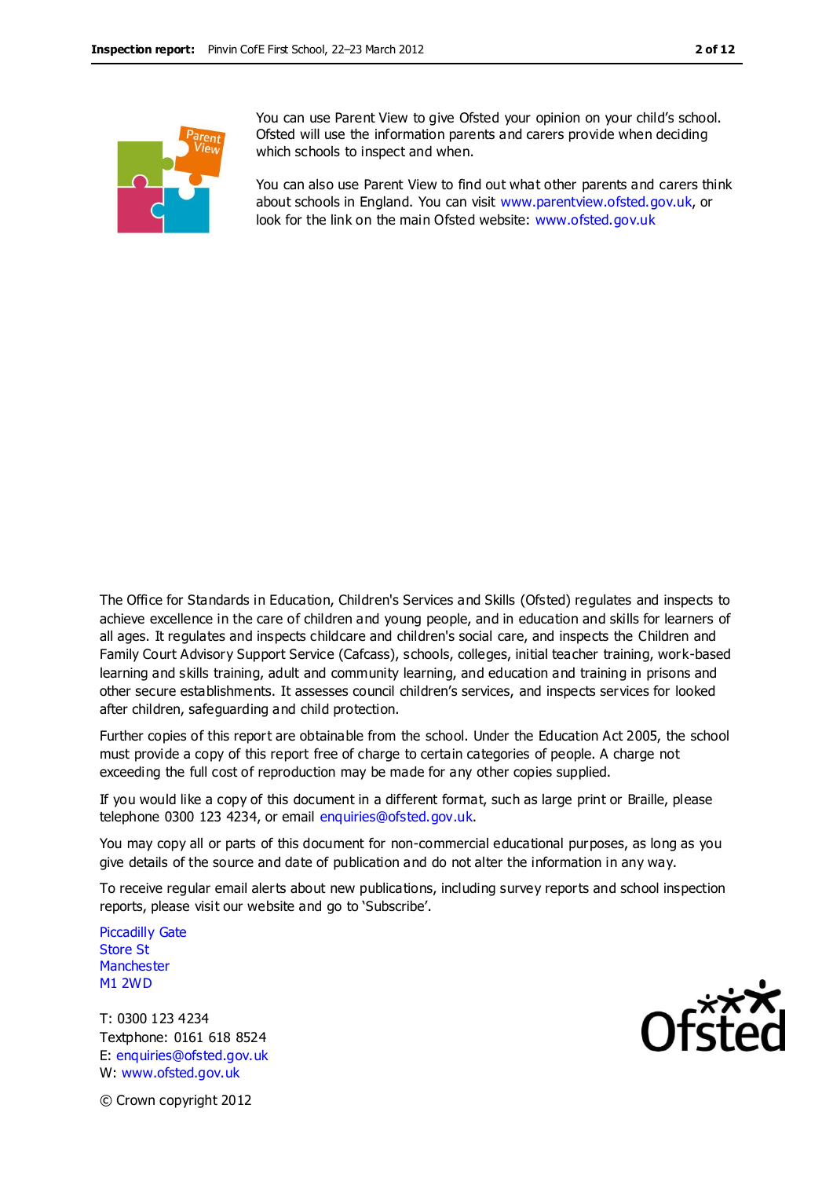You can use Parent View to give Ofsted your opinion on your child's school. Ofsted will use the information parents and carers provide when deciding which schools to inspect and when.

You can also use Parent View to find out what other parents and carers think about schools in England. You can visit www.parentview.ofsted.gov.uk, or look for the link on the main Ofsted website: www.ofsted.gov.uk

The Office for Standards in Education, Children's Services and Skills (Ofsted) regulates and inspects to achieve excellence in the care of children and young people, and in education and skills for learners of all ages. It regulates and inspects childcare and children's social care, and inspects the Children and Family Court Advisory Support Service (Cafcass), schools, colleges, initial teacher training, work-based learning and skills training, adult and community learning, and education and training in prisons and other secure establishments. It assesses council children's services, and inspects services for looked after children, safeguarding and child protection.

Further copies of this report are obtainable from the school. Under the Education Act 2005, the school must provide a copy of this report free of charge to certain categories of people. A charge not exceeding the full cost of reproduction may be made for any other copies supplied.

If you would like a copy of this document in a different format, such as large print or Braille, please telephone 0300 123 4234, or email enquiries@ofsted.gov.uk.

You may copy all or parts of this document for non-commercial educational purposes, as long as you give details of the source and date of publication and do not alter the information in any way.

To receive regular email alerts about new publications, including survey reports and school inspection reports, please visit our website and go to 'Subscribe'.

Piccadilly Gate
Store St
Manchester
M1 2WD

T: 0300 123 4234
Textphone: 0161 618 8524
E: enquiries@ofsted.gov.uk
W: www.ofsted.gov.uk

© Crown copyright 2012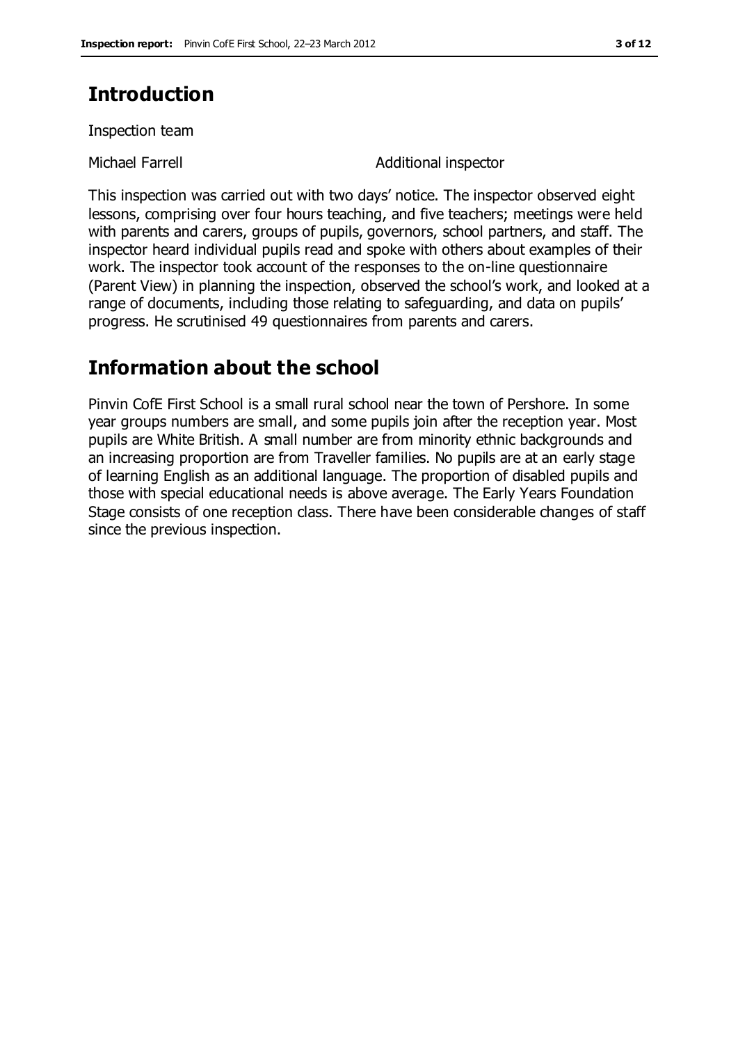## Introduction

Inspection team

| | |
|---|---|
| Michael Farrell | Additional inspector |

This inspection was carried out with two days' notice. The inspector observed eight lessons, comprising over four hours teaching, and five teachers; meetings were held with parents and carers, groups of pupils, governors, school partners, and staff. The inspector heard individual pupils read and spoke with others about examples of their work. The inspector took account of the responses to the on-line questionnaire (Parent View) in planning the inspection, observed the school's work, and looked at a range of documents, including those relating to safeguarding, and data on pupils' progress. He scrutinised 49 questionnaires from parents and carers.

## Information about the school

Pinvin CofE First School is a small rural school near the town of Pershore. In some year groups numbers are small, and some pupils join after the reception year. Most pupils are White British. A small number are from minority ethnic backgrounds and an increasing proportion are from Traveller families. No pupils are at an early stage of learning English as an additional language. The proportion of disabled pupils and those with special educational needs is above average. The Early Years Foundation Stage consists of one reception class. There have been considerable changes of staff since the previous inspection.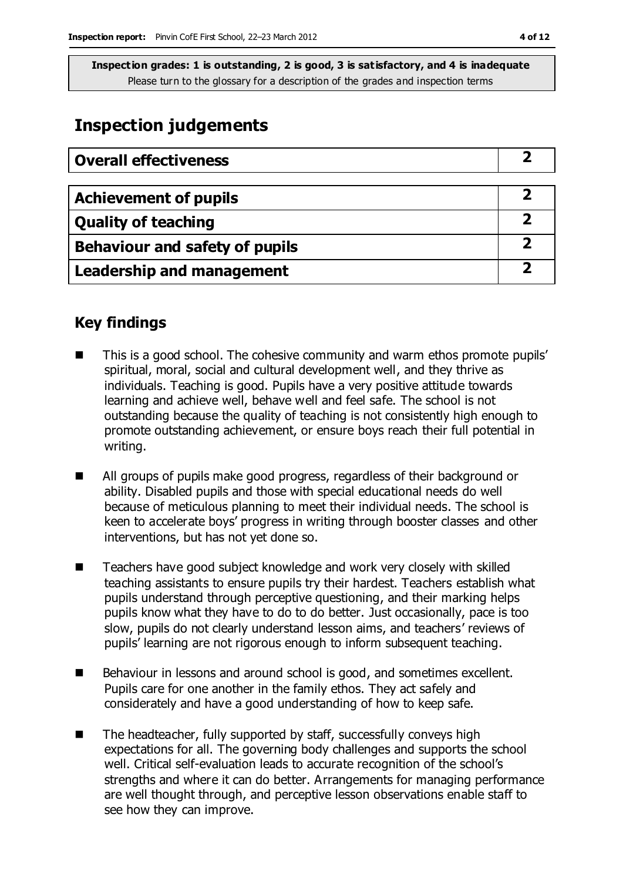**Inspection grades: 1 is outstanding, 2 is good, 3 is satisfactory, and 4 is inadequate**
Please turn to the glossary for a description of the grades and inspection terms

## Inspection judgements

| Overall effectiveness | 2 |
|---|---|

| Achievement of pupils | 2 |
|---|---|
| Quality of teaching | 2 |
| Behaviour and safety of pupils | 2 |
| Leadership and management | 2 |

### Key findings

- This is a good school. The cohesive community and warm ethos promote pupils' spiritual, moral, social and cultural development well, and they thrive as individuals. Teaching is good. Pupils have a very positive attitude towards learning and achieve well, behave well and feel safe. The school is not outstanding because the quality of teaching is not consistently high enough to promote outstanding achievement, or ensure boys reach their full potential in writing.
- All groups of pupils make good progress, regardless of their background or ability. Disabled pupils and those with special educational needs do well because of meticulous planning to meet their individual needs. The school is keen to accelerate boys' progress in writing through booster classes and other interventions, but has not yet done so.
- Teachers have good subject knowledge and work very closely with skilled teaching assistants to ensure pupils try their hardest. Teachers establish what pupils understand through perceptive questioning, and their marking helps pupils know what they have to do to do better. Just occasionally, pace is too slow, pupils do not clearly understand lesson aims, and teachers' reviews of pupils' learning are not rigorous enough to inform subsequent teaching.
- Behaviour in lessons and around school is good, and sometimes excellent. Pupils care for one another in the family ethos. They act safely and considerately and have a good understanding of how to keep safe.
- The headteacher, fully supported by staff, successfully conveys high expectations for all. The governing body challenges and supports the school well. Critical self-evaluation leads to accurate recognition of the school's strengths and where it can do better. Arrangements for managing performance are well thought through, and perceptive lesson observations enable staff to see how they can improve.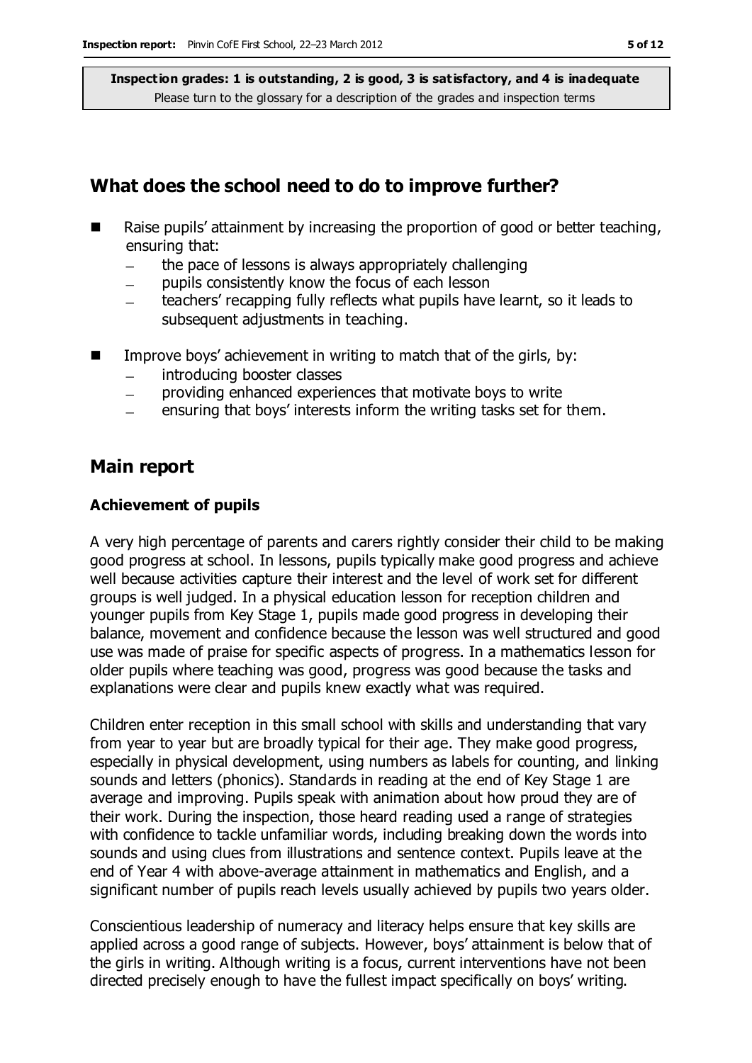**Inspection grades: 1 is outstanding, 2 is good, 3 is satisfactory, and 4 is inadequate**
Please turn to the glossary for a description of the grades and inspection terms

## What does the school need to do to improve further?

- Raise pupils' attainment by increasing the proportion of good or better teaching, ensuring that:
  - the pace of lessons is always appropriately challenging
  - pupils consistently know the focus of each lesson
  - teachers' recapping fully reflects what pupils have learnt, so it leads to subsequent adjustments in teaching.
- Improve boys' achievement in writing to match that of the girls, by:
  - introducing booster classes
  - providing enhanced experiences that motivate boys to write
  - ensuring that boys' interests inform the writing tasks set for them.

## Main report

### Achievement of pupils

A very high percentage of parents and carers rightly consider their child to be making good progress at school. In lessons, pupils typically make good progress and achieve well because activities capture their interest and the level of work set for different groups is well judged. In a physical education lesson for reception children and younger pupils from Key Stage 1, pupils made good progress in developing their balance, movement and confidence because the lesson was well structured and good use was made of praise for specific aspects of progress. In a mathematics lesson for older pupils where teaching was good, progress was good because the tasks and explanations were clear and pupils knew exactly what was required.

Children enter reception in this small school with skills and understanding that vary from year to year but are broadly typical for their age. They make good progress, especially in physical development, using numbers as labels for counting, and linking sounds and letters (phonics). Standards in reading at the end of Key Stage 1 are average and improving. Pupils speak with animation about how proud they are of their work. During the inspection, those heard reading used a range of strategies with confidence to tackle unfamiliar words, including breaking down the words into sounds and using clues from illustrations and sentence context. Pupils leave at the end of Year 4 with above-average attainment in mathematics and English, and a significant number of pupils reach levels usually achieved by pupils two years older.

Conscientious leadership of numeracy and literacy helps ensure that key skills are applied across a good range of subjects. However, boys' attainment is below that of the girls in writing. Although writing is a focus, current interventions have not been directed precisely enough to have the fullest impact specifically on boys' writing.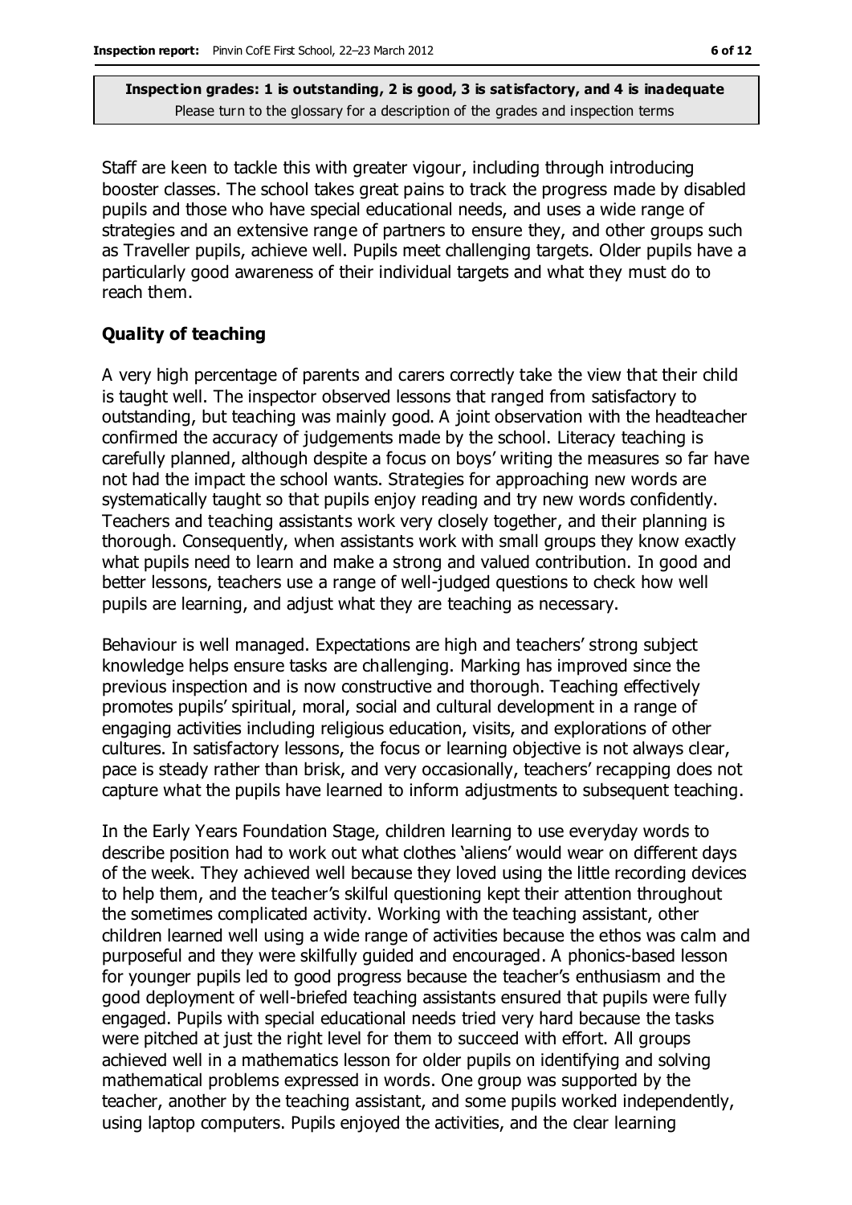Staff are keen to tackle this with greater vigour, including through introducing booster classes. The school takes great pains to track the progress made by disabled pupils and those who have special educational needs, and uses a wide range of strategies and an extensive range of partners to ensure they, and other groups such as Traveller pupils, achieve well. Pupils meet challenging targets. Older pupils have a particularly good awareness of their individual targets and what they must do to reach them.

## Quality of teaching

A very high percentage of parents and carers correctly take the view that their child is taught well. The inspector observed lessons that ranged from satisfactory to outstanding, but teaching was mainly good. A joint observation with the headteacher confirmed the accuracy of judgements made by the school. Literacy teaching is carefully planned, although despite a focus on boys' writing the measures so far have not had the impact the school wants. Strategies for approaching new words are systematically taught so that pupils enjoy reading and try new words confidently. Teachers and teaching assistants work very closely together, and their planning is thorough. Consequently, when assistants work with small groups they know exactly what pupils need to learn and make a strong and valued contribution. In good and better lessons, teachers use a range of well-judged questions to check how well pupils are learning, and adjust what they are teaching as necessary.

Behaviour is well managed. Expectations are high and teachers' strong subject knowledge helps ensure tasks are challenging. Marking has improved since the previous inspection and is now constructive and thorough. Teaching effectively promotes pupils' spiritual, moral, social and cultural development in a range of engaging activities including religious education, visits, and explorations of other cultures. In satisfactory lessons, the focus or learning objective is not always clear, pace is steady rather than brisk, and very occasionally, teachers' recapping does not capture what the pupils have learned to inform adjustments to subsequent teaching.

In the Early Years Foundation Stage, children learning to use everyday words to describe position had to work out what clothes 'aliens' would wear on different days of the week. They achieved well because they loved using the little recording devices to help them, and the teacher's skilful questioning kept their attention throughout the sometimes complicated activity. Working with the teaching assistant, other children learned well using a wide range of activities because the ethos was calm and purposeful and they were skilfully guided and encouraged. A phonics-based lesson for younger pupils led to good progress because the teacher's enthusiasm and the good deployment of well-briefed teaching assistants ensured that pupils were fully engaged. Pupils with special educational needs tried very hard because the tasks were pitched at just the right level for them to succeed with effort. All groups achieved well in a mathematics lesson for older pupils on identifying and solving mathematical problems expressed in words. One group was supported by the teacher, another by the teaching assistant, and some pupils worked independently, using laptop computers. Pupils enjoyed the activities, and the clear learning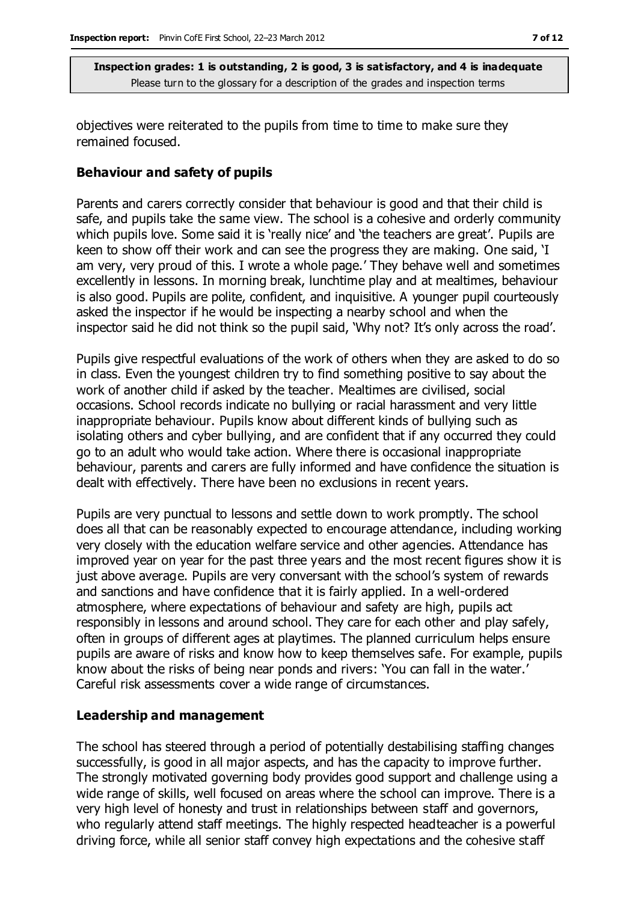objectives were reiterated to the pupils from time to time to make sure they remained focused.

### Behaviour and safety of pupils

Parents and carers correctly consider that behaviour is good and that their child is safe, and pupils take the same view. The school is a cohesive and orderly community which pupils love. Some said it is 'really nice' and 'the teachers are great'. Pupils are keen to show off their work and can see the progress they are making. One said, 'I am very, very proud of this. I wrote a whole page.' They behave well and sometimes excellently in lessons. In morning break, lunchtime play and at mealtimes, behaviour is also good. Pupils are polite, confident, and inquisitive. A younger pupil courteously asked the inspector if he would be inspecting a nearby school and when the inspector said he did not think so the pupil said, 'Why not? It's only across the road'.

Pupils give respectful evaluations of the work of others when they are asked to do so in class. Even the youngest children try to find something positive to say about the work of another child if asked by the teacher. Mealtimes are civilised, social occasions. School records indicate no bullying or racial harassment and very little inappropriate behaviour. Pupils know about different kinds of bullying such as isolating others and cyber bullying, and are confident that if any occurred they could go to an adult who would take action. Where there is occasional inappropriate behaviour, parents and carers are fully informed and have confidence the situation is dealt with effectively. There have been no exclusions in recent years.

Pupils are very punctual to lessons and settle down to work promptly. The school does all that can be reasonably expected to encourage attendance, including working very closely with the education welfare service and other agencies. Attendance has improved year on year for the past three years and the most recent figures show it is just above average. Pupils are very conversant with the school's system of rewards and sanctions and have confidence that it is fairly applied. In a well-ordered atmosphere, where expectations of behaviour and safety are high, pupils act responsibly in lessons and around school. They care for each other and play safely, often in groups of different ages at playtimes. The planned curriculum helps ensure pupils are aware of risks and know how to keep themselves safe. For example, pupils know about the risks of being near ponds and rivers: 'You can fall in the water.' Careful risk assessments cover a wide range of circumstances.

### Leadership and management

The school has steered through a period of potentially destabilising staffing changes successfully, is good in all major aspects, and has the capacity to improve further. The strongly motivated governing body provides good support and challenge using a wide range of skills, well focused on areas where the school can improve. There is a very high level of honesty and trust in relationships between staff and governors, who regularly attend staff meetings. The highly respected headteacher is a powerful driving force, while all senior staff convey high expectations and the cohesive staff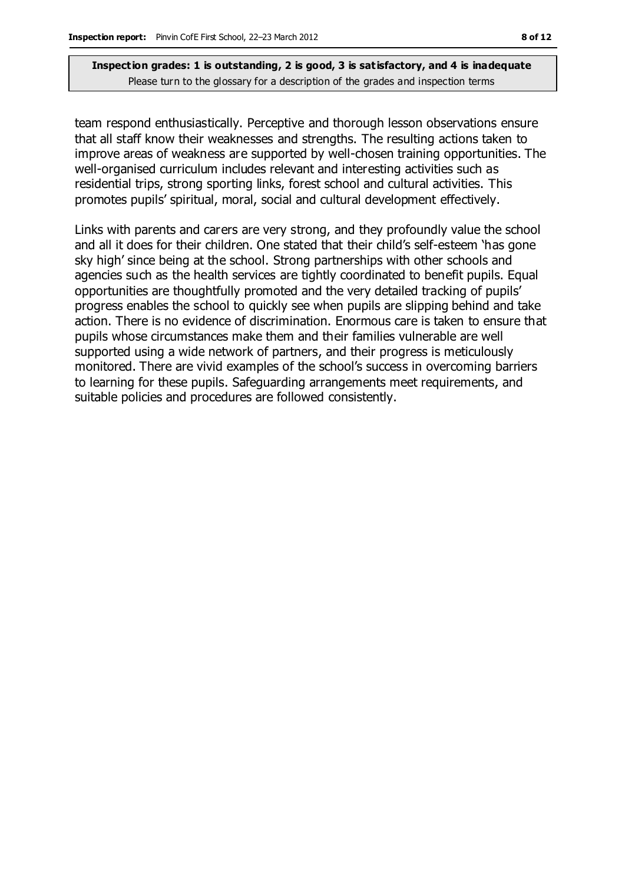team respond enthusiastically. Perceptive and thorough lesson observations ensure that all staff know their weaknesses and strengths. The resulting actions taken to improve areas of weakness are supported by well-chosen training opportunities. The well-organised curriculum includes relevant and interesting activities such as residential trips, strong sporting links, forest school and cultural activities. This promotes pupils' spiritual, moral, social and cultural development effectively.

Links with parents and carers are very strong, and they profoundly value the school and all it does for their children. One stated that their child's self-esteem 'has gone sky high' since being at the school. Strong partnerships with other schools and agencies such as the health services are tightly coordinated to benefit pupils. Equal opportunities are thoughtfully promoted and the very detailed tracking of pupils' progress enables the school to quickly see when pupils are slipping behind and take action. There is no evidence of discrimination. Enormous care is taken to ensure that pupils whose circumstances make them and their families vulnerable are well supported using a wide network of partners, and their progress is meticulously monitored. There are vivid examples of the school's success in overcoming barriers to learning for these pupils. Safeguarding arrangements meet requirements, and suitable policies and procedures are followed consistently.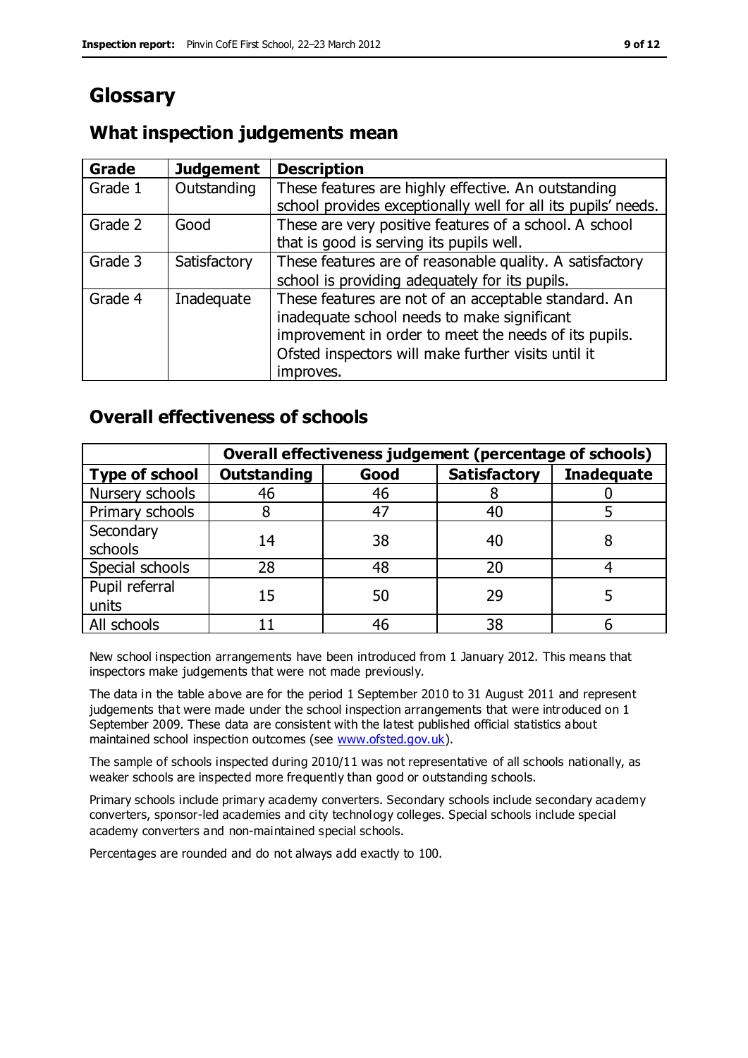# Glossary

## What inspection judgements mean

| Grade | Judgement | Description |
|---|---|---|
| Grade 1 | Outstanding | These features are highly effective. An outstanding school provides exceptionally well for all its pupils' needs. |
| Grade 2 | Good | These are very positive features of a school. A school that is good is serving its pupils well. |
| Grade 3 | Satisfactory | These features are of reasonable quality. A satisfactory school is providing adequately for its pupils. |
| Grade 4 | Inadequate | These features are not of an acceptable standard. An inadequate school needs to make significant improvement in order to meet the needs of its pupils. Ofsted inspectors will make further visits until it improves. |

## Overall effectiveness of schools

| | Overall effectiveness judgement (percentage of schools) | | | |
|---|---|---|---|---|
| **Type of school** | **Outstanding** | **Good** | **Satisfactory** | **Inadequate** |
| Nursery schools | 46 | 46 | 8 | 0 |
| Primary schools | 8 | 47 | 40 | 5 |
| Secondary schools | 14 | 38 | 40 | 8 |
| Special schools | 28 | 48 | 20 | 4 |
| Pupil referral units | 15 | 50 | 29 | 5 |
| All schools | 11 | 46 | 38 | 6 |

New school inspection arrangements have been introduced from 1 January 2012. This means that inspectors make judgements that were not made previously.

The data in the table above are for the period 1 September 2010 to 31 August 2011 and represent judgements that were made under the school inspection arrangements that were introduced on 1 September 2009. These data are consistent with the latest published official statistics about maintained school inspection outcomes (see www.ofsted.gov.uk).

The sample of schools inspected during 2010/11 was not representative of all schools nationally, as weaker schools are inspected more frequently than good or outstanding schools.

Primary schools include primary academy converters. Secondary schools include secondary academy converters, sponsor-led academies and city technology colleges. Special schools include special academy converters and non-maintained special schools.

Percentages are rounded and do not always add exactly to 100.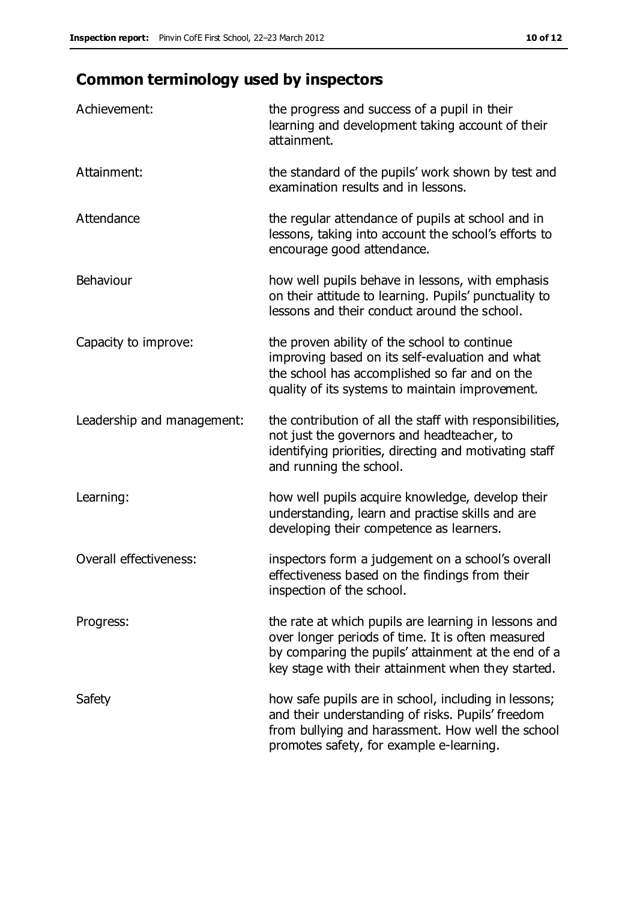## Common terminology used by inspectors

| | |
|---|---|
| Achievement: | the progress and success of a pupil in their learning and development taking account of their attainment. |
| Attainment: | the standard of the pupils' work shown by test and examination results and in lessons. |
| Attendance | the regular attendance of pupils at school and in lessons, taking into account the school's efforts to encourage good attendance. |
| Behaviour | how well pupils behave in lessons, with emphasis on their attitude to learning. Pupils' punctuality to lessons and their conduct around the school. |
| Capacity to improve: | the proven ability of the school to continue improving based on its self-evaluation and what the school has accomplished so far and on the quality of its systems to maintain improvement. |
| Leadership and management: | the contribution of all the staff with responsibilities, not just the governors and headteacher, to identifying priorities, directing and motivating staff and running the school. |
| Learning: | how well pupils acquire knowledge, develop their understanding, learn and practise skills and are developing their competence as learners. |
| Overall effectiveness: | inspectors form a judgement on a school's overall effectiveness based on the findings from their inspection of the school. |
| Progress: | the rate at which pupils are learning in lessons and over longer periods of time. It is often measured by comparing the pupils' attainment at the end of a key stage with their attainment when they started. |
| Safety | how safe pupils are in school, including in lessons; and their understanding of risks. Pupils' freedom from bullying and harassment. How well the school promotes safety, for example e-learning. |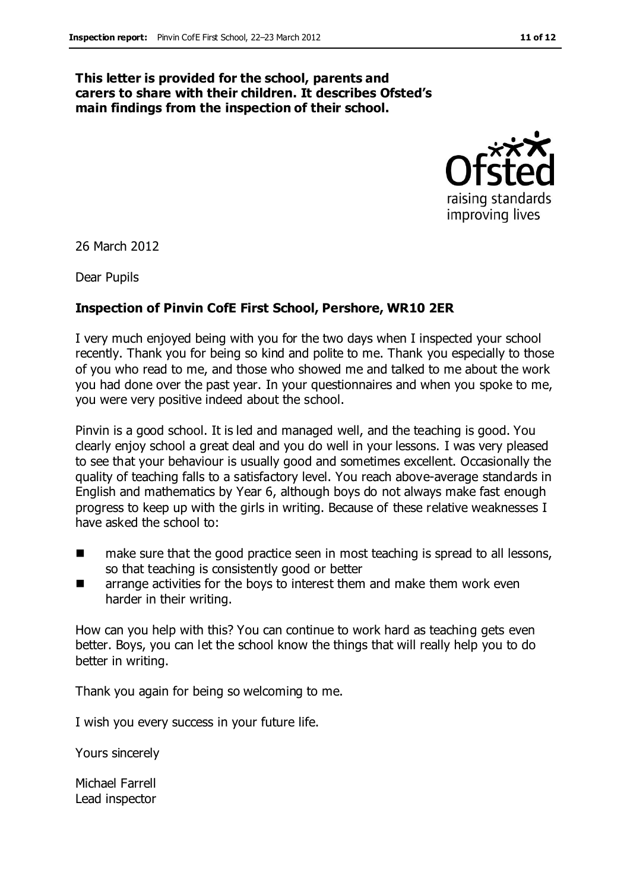**This letter is provided for the school, parents and carers to share with their children. It describes Ofsted's main findings from the inspection of their school.**

26 March 2012

Dear Pupils

**Inspection of Pinvin CofE First School, Pershore, WR10 2ER**

I very much enjoyed being with you for the two days when I inspected your school recently. Thank you for being so kind and polite to me. Thank you especially to those of you who read to me, and those who showed me and talked to me about the work you had done over the past year. In your questionnaires and when you spoke to me, you were very positive indeed about the school.

Pinvin is a good school. It is led and managed well, and the teaching is good. You clearly enjoy school a great deal and you do well in your lessons. I was very pleased to see that your behaviour is usually good and sometimes excellent. Occasionally the quality of teaching falls to a satisfactory level. You reach above-average standards in English and mathematics by Year 6, although boys do not always make fast enough progress to keep up with the girls in writing. Because of these relative weaknesses I have asked the school to:

- make sure that the good practice seen in most teaching is spread to all lessons, so that teaching is consistently good or better
- arrange activities for the boys to interest them and make them work even harder in their writing.

How can you help with this? You can continue to work hard as teaching gets even better. Boys, you can let the school know the things that will really help you to do better in writing.

Thank you again for being so welcoming to me.

I wish you every success in your future life.

Yours sincerely

Michael Farrell
Lead inspector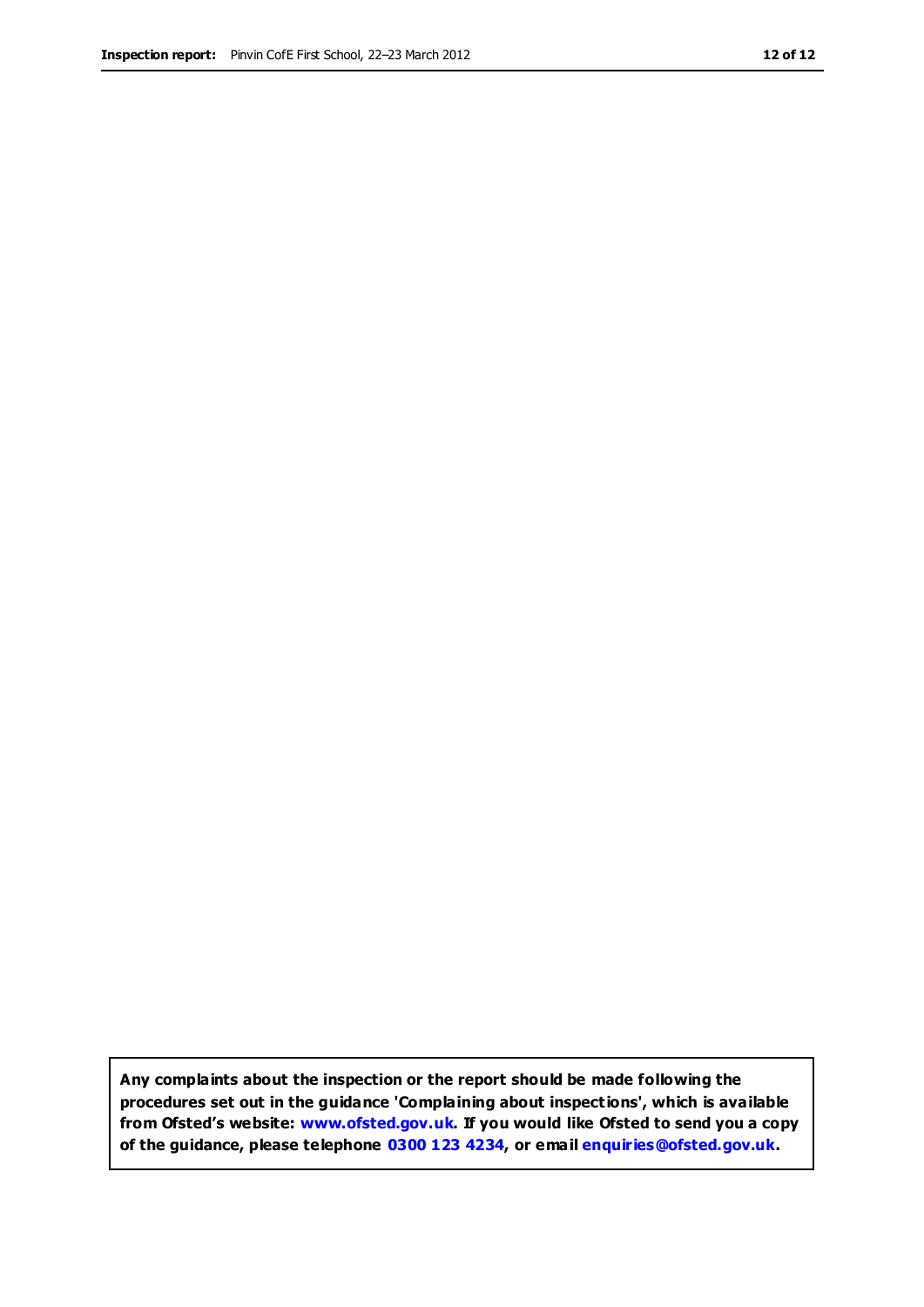**Any complaints about the inspection or the report should be made following the procedures set out in the guidance 'Complaining about inspections', which is available from Ofsted's website: www.ofsted.gov.uk. If you would like Ofsted to send you a copy of the guidance, please telephone 0300 123 4234, or email enquiries@ofsted.gov.uk.**